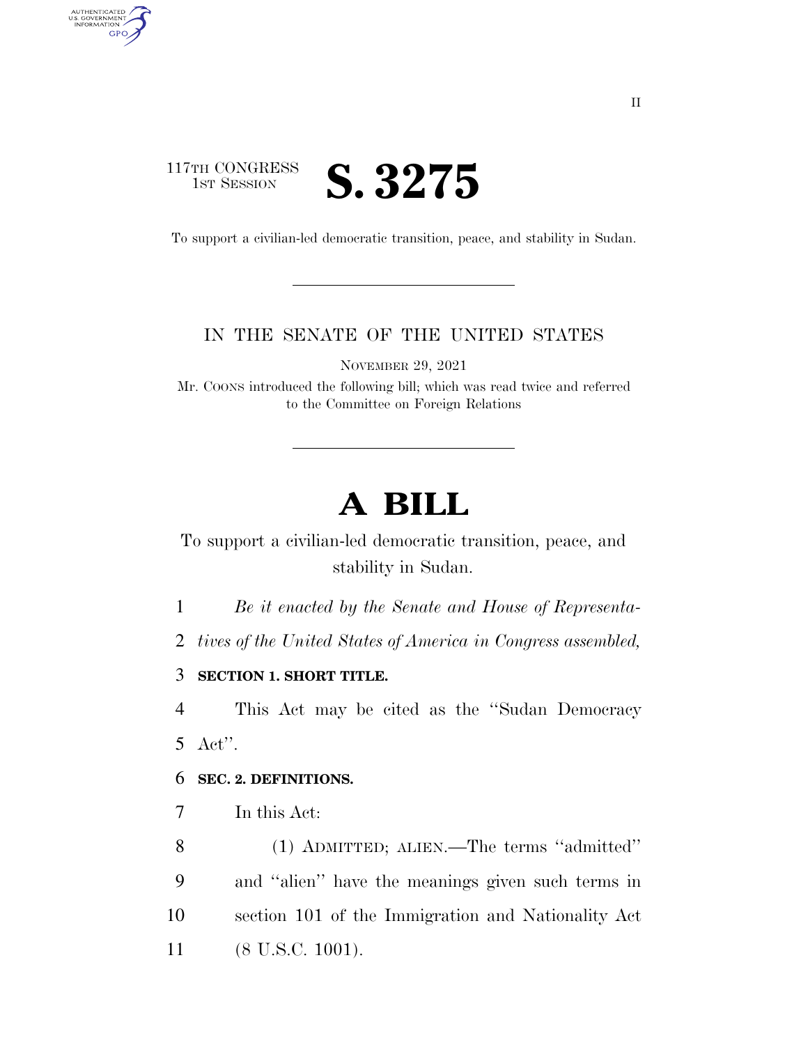117TH CONGRESS
1ST SESSION

# S. 3275

To support a civilian-led democratic transition, peace, and stability in Sudan.

IN THE SENATE OF THE UNITED STATES

NOVEMBER 29, 2021

Mr. COONS introduced the following bill; which was read twice and referred to the Committee on Foreign Relations

# A BILL

To support a civilian-led democratic transition, peace, and stability in Sudan.

*Be it enacted by the Senate and House of Representatives of the United States of America in Congress assembled,*

**SECTION 1. SHORT TITLE.**

This Act may be cited as the ''Sudan Democracy Act''.

**SEC. 2. DEFINITIONS.**

In this Act:

(1) ADMITTED; ALIEN.—The terms ''admitted'' and ''alien'' have the meanings given such terms in section 101 of the Immigration and Nationality Act (8 U.S.C. 1001).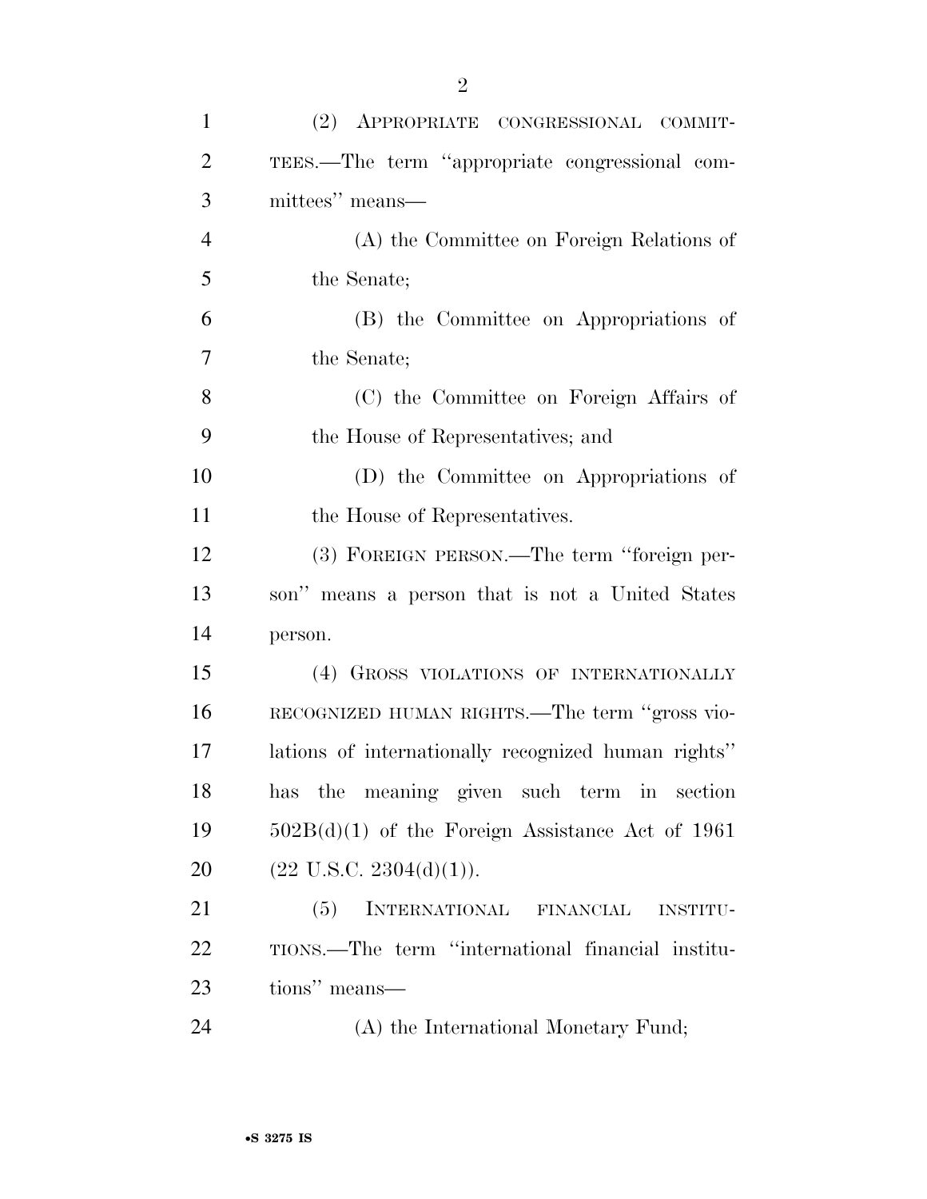(2) APPROPRIATE CONGRESSIONAL COMMITTEES.—The term ''appropriate congressional committees'' means—

(A) the Committee on Foreign Relations of the Senate;

(B) the Committee on Appropriations of the Senate;

(C) the Committee on Foreign Affairs of the House of Representatives; and

(D) the Committee on Appropriations of the House of Representatives.

(3) FOREIGN PERSON.—The term ''foreign person'' means a person that is not a United States person.

(4) GROSS VIOLATIONS OF INTERNATIONALLY RECOGNIZED HUMAN RIGHTS.—The term ''gross violations of internationally recognized human rights'' has the meaning given such term in section 502B(d)(1) of the Foreign Assistance Act of 1961 (22 U.S.C. 2304(d)(1)).

(5) INTERNATIONAL FINANCIAL INSTITUTIONS.—The term ''international financial institutions'' means—

(A) the International Monetary Fund;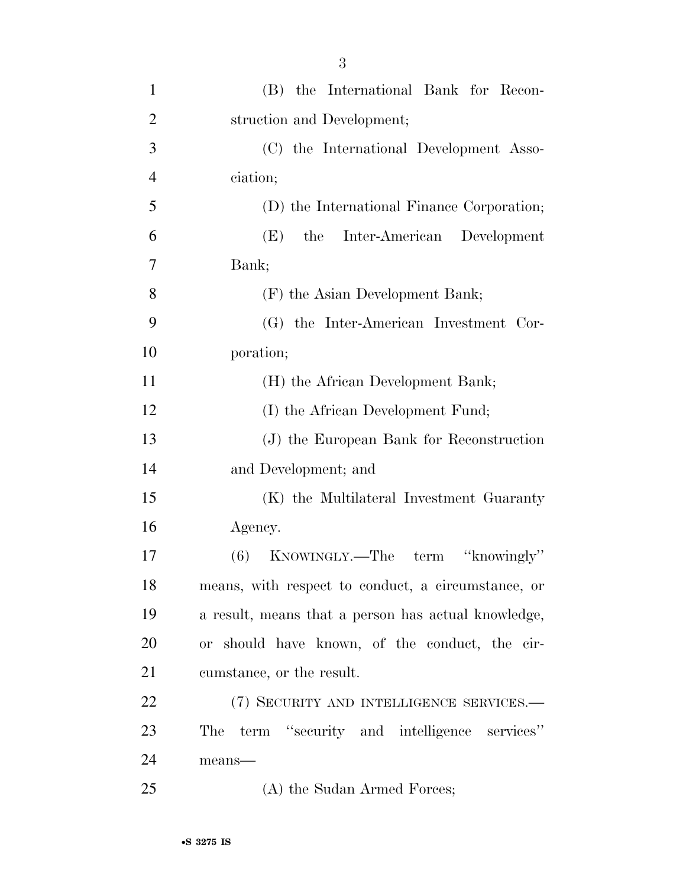(B) the International Bank for Reconstruction and Development;

(C) the International Development Association;

(D) the International Finance Corporation;

(E) the Inter-American Development Bank;

(F) the Asian Development Bank;

(G) the Inter-American Investment Corporation;

(H) the African Development Bank;

(I) the African Development Fund;

(J) the European Bank for Reconstruction and Development; and

(K) the Multilateral Investment Guaranty Agency.

(6) KNOWINGLY.—The term "knowingly" means, with respect to conduct, a circumstance, or a result, means that a person has actual knowledge, or should have known, of the conduct, the circumstance, or the result.

(7) SECURITY AND INTELLIGENCE SERVICES.—The term "security and intelligence services" means—

(A) the Sudan Armed Forces;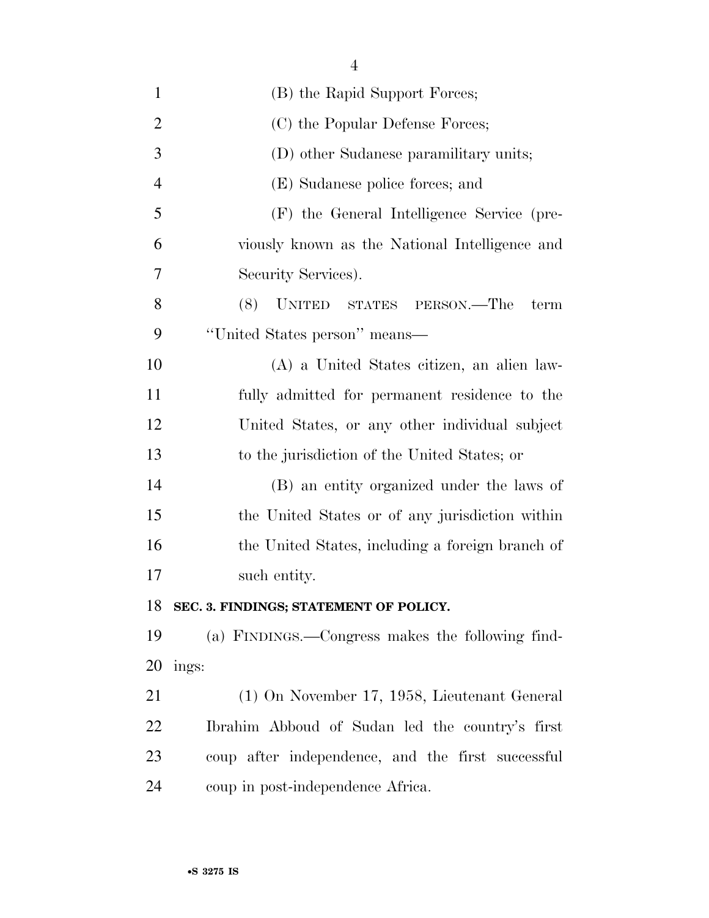(B) the Rapid Support Forces;

(C) the Popular Defense Forces;

(D) other Sudanese paramilitary units;

(E) Sudanese police forces; and

(F) the General Intelligence Service (previously known as the National Intelligence and Security Services).

(8) UNITED STATES PERSON.—The term "United States person" means—

(A) a United States citizen, an alien lawfully admitted for permanent residence to the United States, or any other individual subject to the jurisdiction of the United States; or

(B) an entity organized under the laws of the United States or of any jurisdiction within the United States, including a foreign branch of such entity.

**SEC. 3. FINDINGS; STATEMENT OF POLICY.**

(a) FINDINGS.—Congress makes the following findings:

(1) On November 17, 1958, Lieutenant General Ibrahim Abboud of Sudan led the country's first coup after independence, and the first successful coup in post-independence Africa.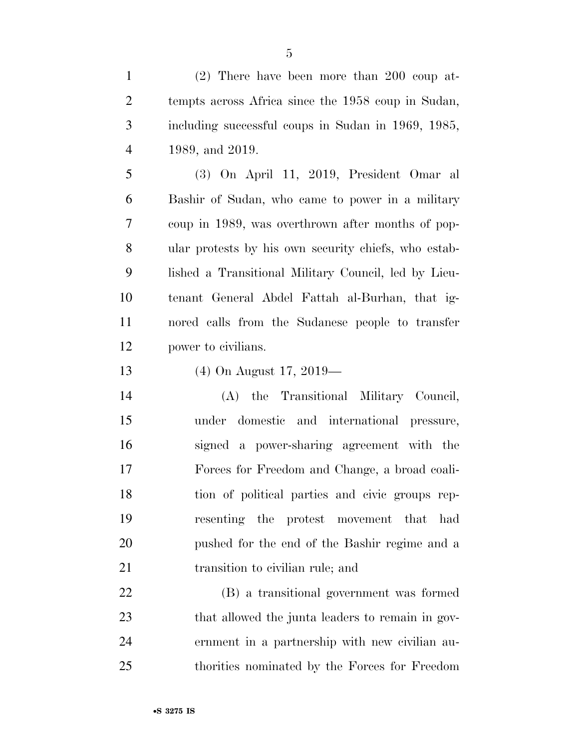(2) There have been more than 200 coup attempts across Africa since the 1958 coup in Sudan, including successful coups in Sudan in 1969, 1985, 1989, and 2019.

(3) On April 11, 2019, President Omar al Bashir of Sudan, who came to power in a military coup in 1989, was overthrown after months of popular protests by his own security chiefs, who established a Transitional Military Council, led by Lieutenant General Abdel Fattah al-Burhan, that ignored calls from the Sudanese people to transfer power to civilians.

(4) On August 17, 2019—

(A) the Transitional Military Council, under domestic and international pressure, signed a power-sharing agreement with the Forces for Freedom and Change, a broad coalition of political parties and civic groups representing the protest movement that had pushed for the end of the Bashir regime and a transition to civilian rule; and

(B) a transitional government was formed that allowed the junta leaders to remain in government in a partnership with new civilian authorities nominated by the Forces for Freedom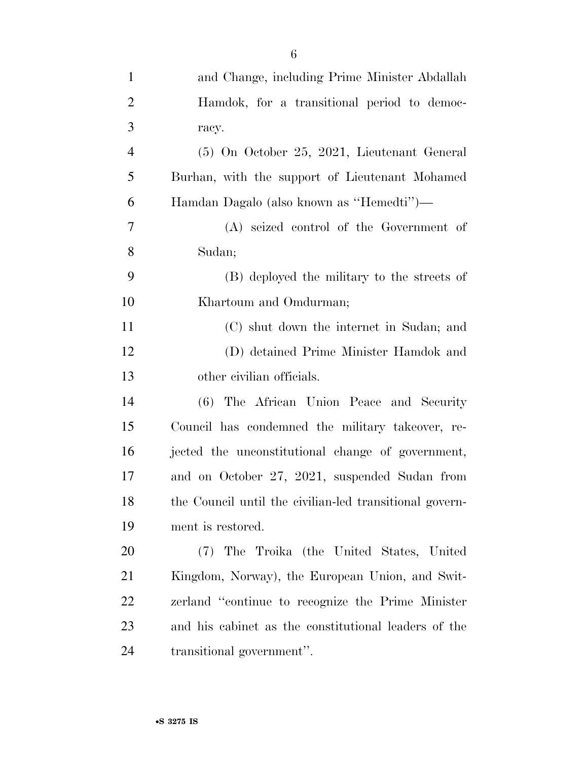and Change, including Prime Minister Abdallah Hamdok, for a transitional period to democracy.

(5) On October 25, 2021, Lieutenant General Burhan, with the support of Lieutenant Mohamed Hamdan Dagalo (also known as ''Hemedti'')—

(A) seized control of the Government of Sudan;

(B) deployed the military to the streets of Khartoum and Omdurman;

(C) shut down the internet in Sudan; and

(D) detained Prime Minister Hamdok and other civilian officials.

(6) The African Union Peace and Security Council has condemned the military takeover, rejected the unconstitutional change of government, and on October 27, 2021, suspended Sudan from the Council until the civilian-led transitional government is restored.

(7) The Troika (the United States, United Kingdom, Norway), the European Union, and Switzerland ''continue to recognize the Prime Minister and his cabinet as the constitutional leaders of the transitional government''.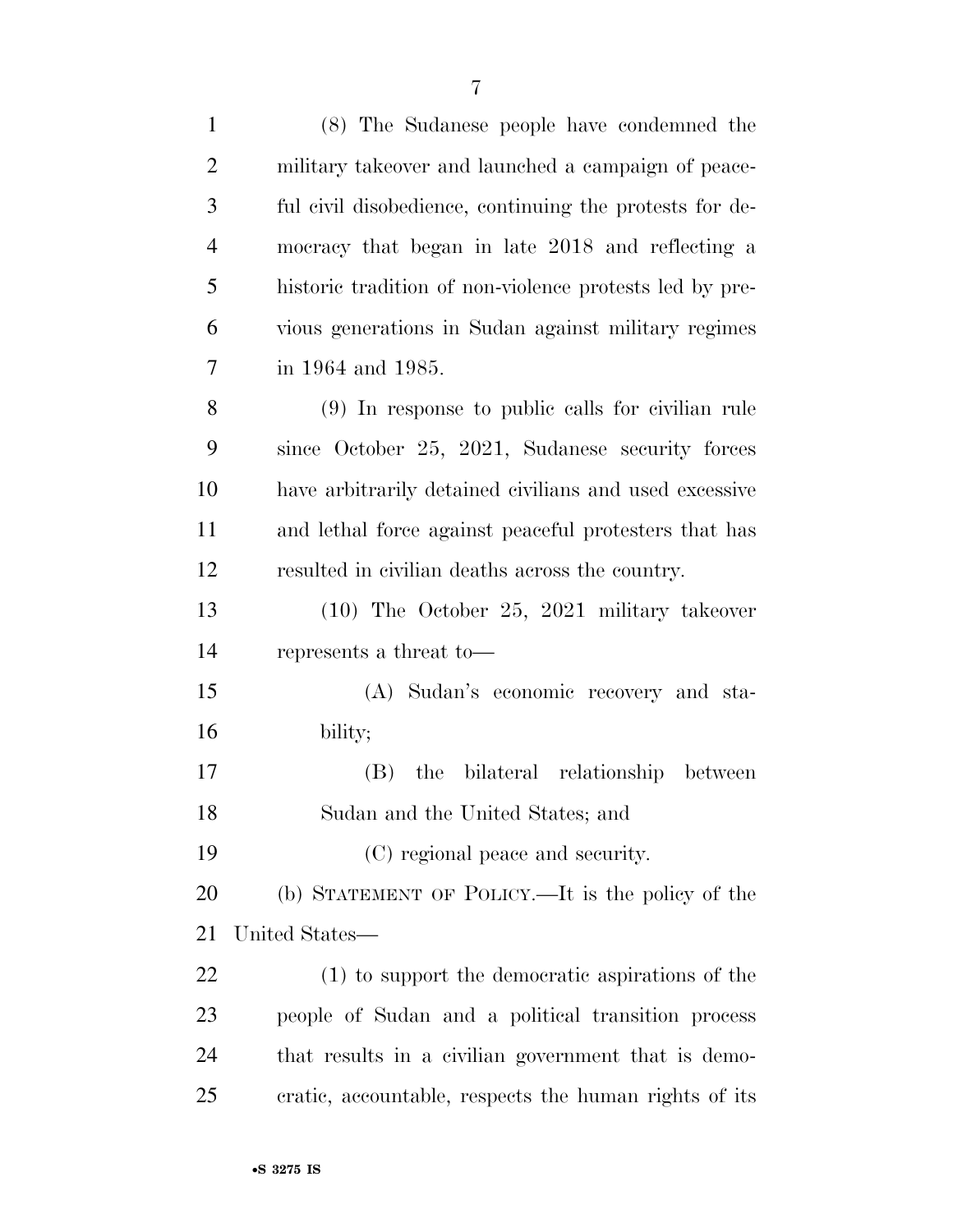(8) The Sudanese people have condemned the military takeover and launched a campaign of peaceful civil disobedience, continuing the protests for democracy that began in late 2018 and reflecting a historic tradition of non-violence protests led by previous generations in Sudan against military regimes in 1964 and 1985.

(9) In response to public calls for civilian rule since October 25, 2021, Sudanese security forces have arbitrarily detained civilians and used excessive and lethal force against peaceful protesters that has resulted in civilian deaths across the country.

(10) The October 25, 2021 military takeover represents a threat to—

(A) Sudan's economic recovery and stability;

(B) the bilateral relationship between Sudan and the United States; and

(C) regional peace and security.

(b) STATEMENT OF POLICY.—It is the policy of the United States—

(1) to support the democratic aspirations of the people of Sudan and a political transition process that results in a civilian government that is democratic, accountable, respects the human rights of its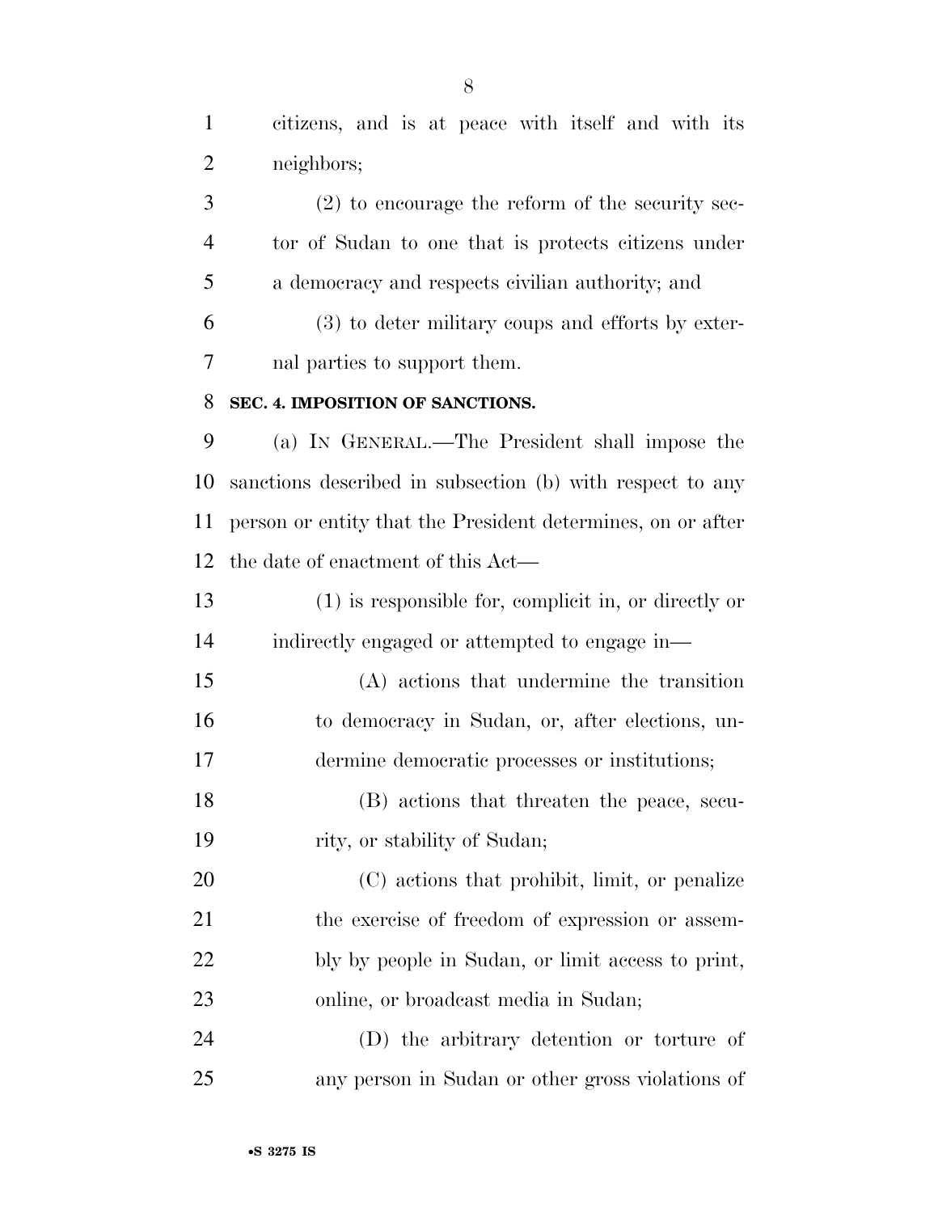citizens, and is at peace with itself and with its neighbors;

(2) to encourage the reform of the security sector of Sudan to one that is protects citizens under a democracy and respects civilian authority; and

(3) to deter military coups and efforts by external parties to support them.

**SEC. 4. IMPOSITION OF SANCTIONS.**

(a) IN GENERAL.—The President shall impose the sanctions described in subsection (b) with respect to any person or entity that the President determines, on or after the date of enactment of this Act—

(1) is responsible for, complicit in, or directly or indirectly engaged or attempted to engage in—

(A) actions that undermine the transition to democracy in Sudan, or, after elections, undermine democratic processes or institutions;

(B) actions that threaten the peace, security, or stability of Sudan;

(C) actions that prohibit, limit, or penalize the exercise of freedom of expression or assembly by people in Sudan, or limit access to print, online, or broadcast media in Sudan;

(D) the arbitrary detention or torture of any person in Sudan or other gross violations of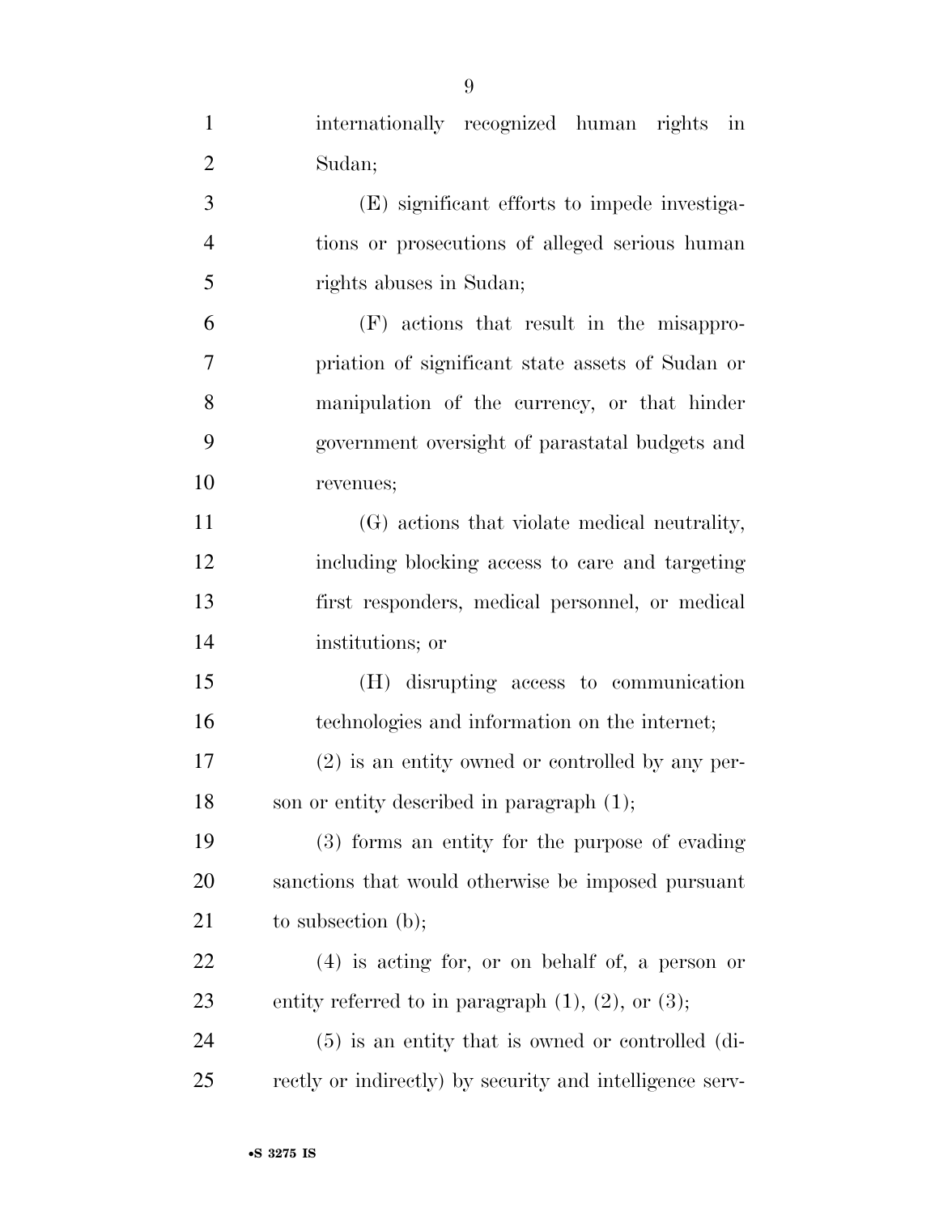internationally recognized human rights in Sudan;

(E) significant efforts to impede investigations or prosecutions of alleged serious human rights abuses in Sudan;

(F) actions that result in the misappropriation of significant state assets of Sudan or manipulation of the currency, or that hinder government oversight of parastatal budgets and revenues;

(G) actions that violate medical neutrality, including blocking access to care and targeting first responders, medical personnel, or medical institutions; or

(H) disrupting access to communication technologies and information on the internet;

(2) is an entity owned or controlled by any person or entity described in paragraph (1);

(3) forms an entity for the purpose of evading sanctions that would otherwise be imposed pursuant to subsection (b);

(4) is acting for, or on behalf of, a person or entity referred to in paragraph (1), (2), or (3);

(5) is an entity that is owned or controlled (directly or indirectly) by security and intelligence serv-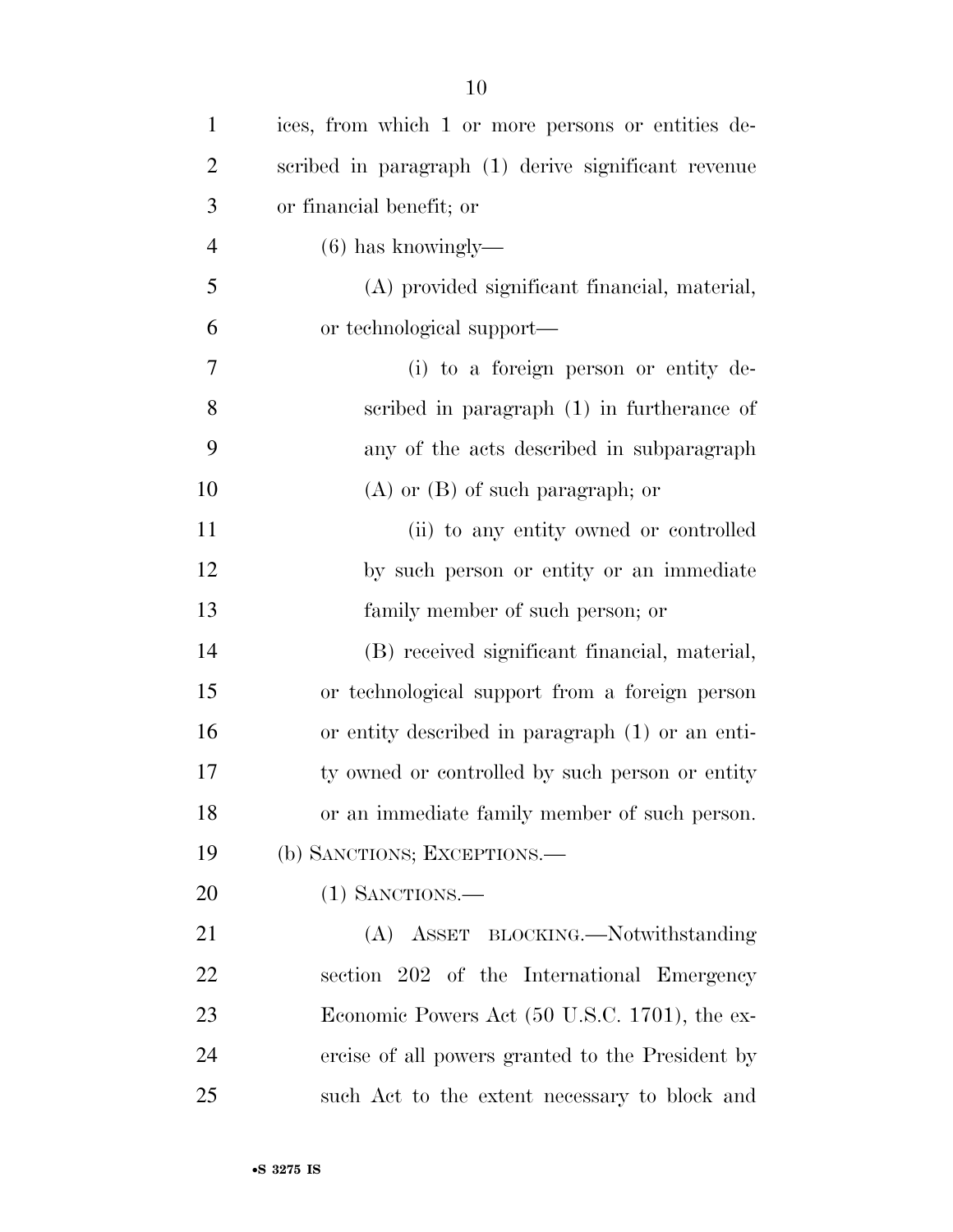ices, from which 1 or more persons or entities described in paragraph (1) derive significant revenue or financial benefit; or

(6) has knowingly—

(A) provided significant financial, material, or technological support—

(i) to a foreign person or entity described in paragraph (1) in furtherance of any of the acts described in subparagraph (A) or (B) of such paragraph; or

(ii) to any entity owned or controlled by such person or entity or an immediate family member of such person; or

(B) received significant financial, material, or technological support from a foreign person or entity described in paragraph (1) or an entity owned or controlled by such person or entity or an immediate family member of such person.

(b) SANCTIONS; EXCEPTIONS.—

(1) SANCTIONS.—

(A) ASSET BLOCKING.—Notwithstanding section 202 of the International Emergency Economic Powers Act (50 U.S.C. 1701), the exercise of all powers granted to the President by such Act to the extent necessary to block and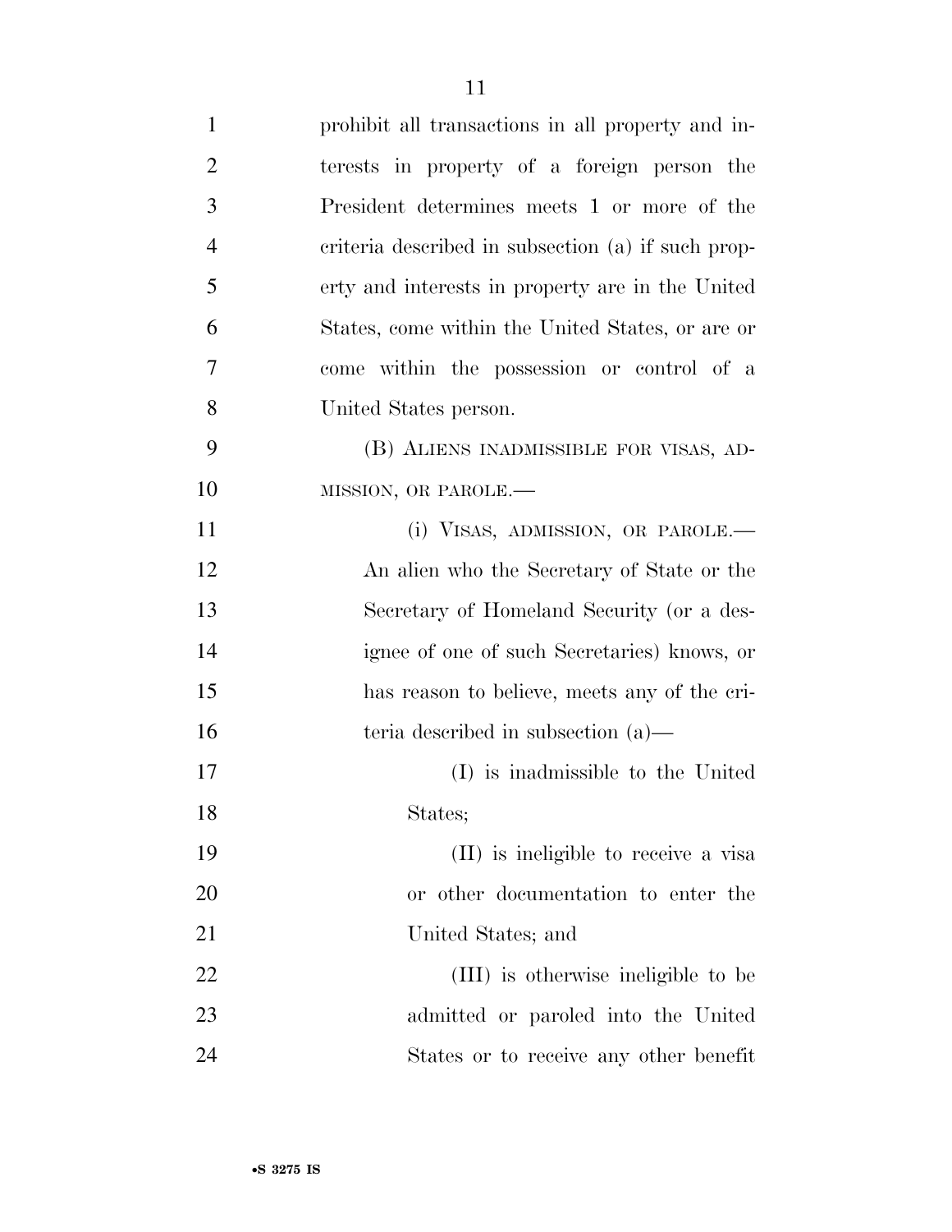prohibit all transactions in all property and interests in property of a foreign person the President determines meets 1 or more of the criteria described in subsection (a) if such property and interests in property are in the United States, come within the United States, or are or come within the possession or control of a United States person.

(B) ALIENS INADMISSIBLE FOR VISAS, ADMISSION, OR PAROLE.—

(i) VISAS, ADMISSION, OR PAROLE.— An alien who the Secretary of State or the Secretary of Homeland Security (or a designee of one of such Secretaries) knows, or has reason to believe, meets any of the criteria described in subsection (a)—

(I) is inadmissible to the United States;

(II) is ineligible to receive a visa or other documentation to enter the United States; and

(III) is otherwise ineligible to be admitted or paroled into the United States or to receive any other benefit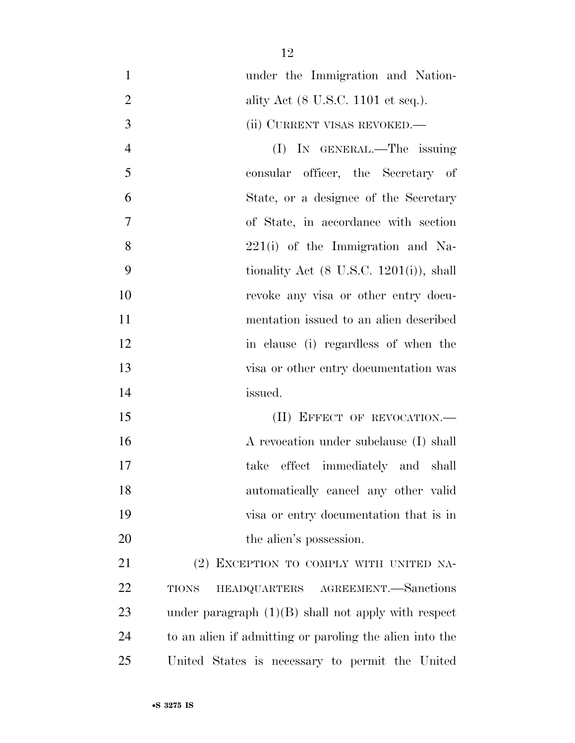under the Immigration and Nationality Act (8 U.S.C. 1101 et seq.).

(ii) CURRENT VISAS REVOKED.—

(I) IN GENERAL.—The issuing consular officer, the Secretary of State, or a designee of the Secretary of State, in accordance with section 221(i) of the Immigration and Nationality Act (8 U.S.C. 1201(i)), shall revoke any visa or other entry documentation issued to an alien described in clause (i) regardless of when the visa or other entry documentation was issued.

(II) EFFECT OF REVOCATION.—A revocation under subclause (I) shall take effect immediately and shall automatically cancel any other valid visa or entry documentation that is in the alien's possession.

(2) EXCEPTION TO COMPLY WITH UNITED NATIONS HEADQUARTERS AGREEMENT.—Sanctions under paragraph (1)(B) shall not apply with respect to an alien if admitting or paroling the alien into the United States is necessary to permit the United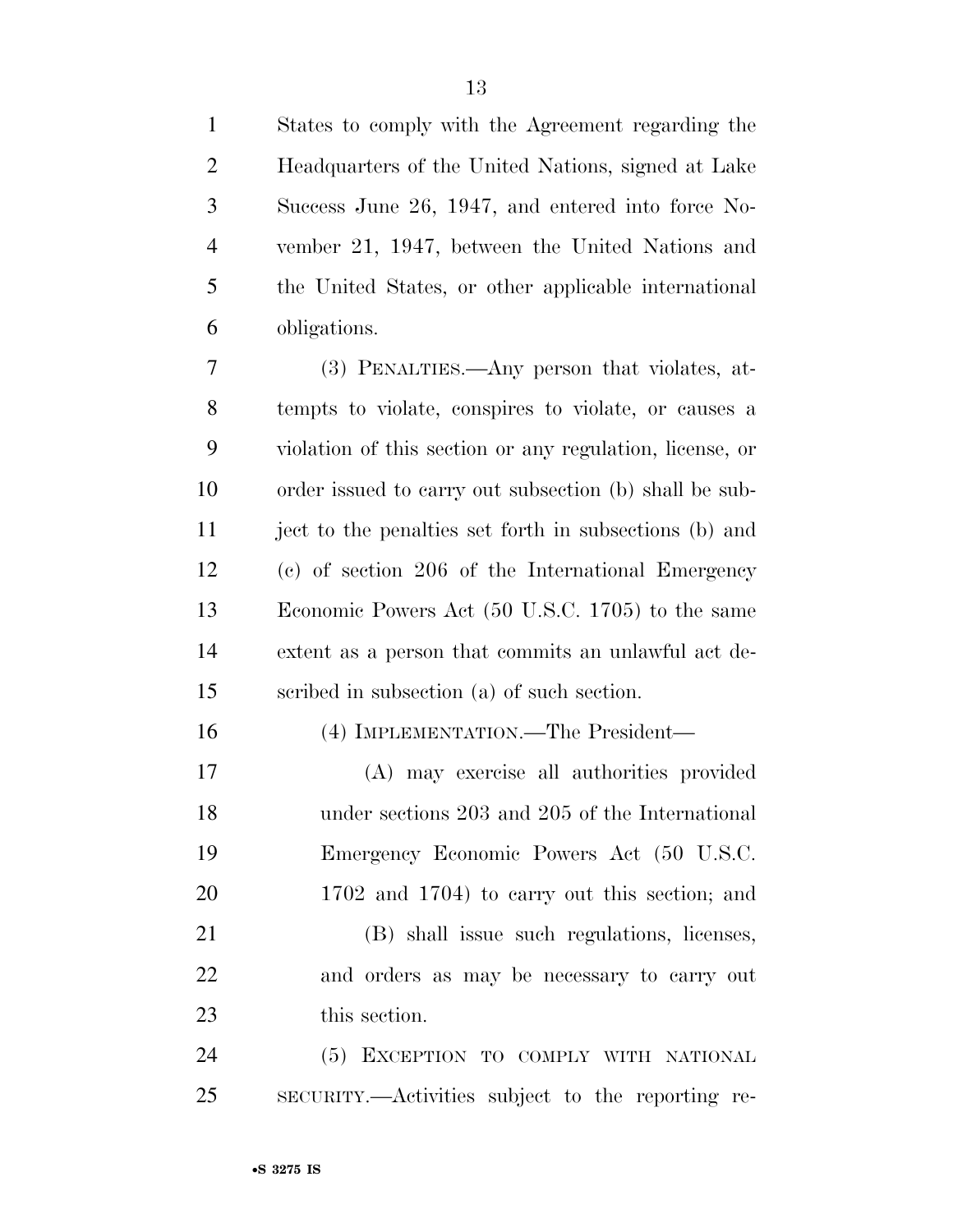States to comply with the Agreement regarding the Headquarters of the United Nations, signed at Lake Success June 26, 1947, and entered into force November 21, 1947, between the United Nations and the United States, or other applicable international obligations.

(3) PENALTIES.—Any person that violates, attempts to violate, conspires to violate, or causes a violation of this section or any regulation, license, or order issued to carry out subsection (b) shall be subject to the penalties set forth in subsections (b) and (c) of section 206 of the International Emergency Economic Powers Act (50 U.S.C. 1705) to the same extent as a person that commits an unlawful act described in subsection (a) of such section.

(4) IMPLEMENTATION.—The President—

(A) may exercise all authorities provided under sections 203 and 205 of the International Emergency Economic Powers Act (50 U.S.C. 1702 and 1704) to carry out this section; and

(B) shall issue such regulations, licenses, and orders as may be necessary to carry out this section.

(5) EXCEPTION TO COMPLY WITH NATIONAL SECURITY.—Activities subject to the reporting re-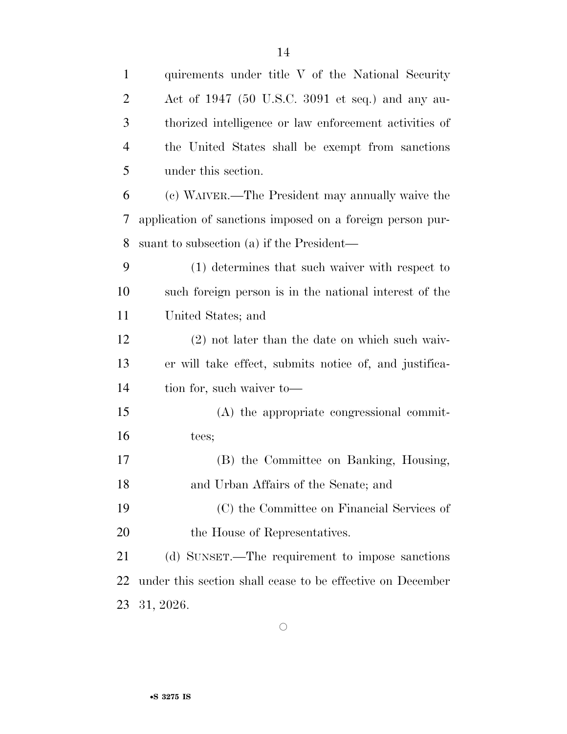quirements under title V of the National Security Act of 1947 (50 U.S.C. 3091 et seq.) and any authorized intelligence or law enforcement activities of the United States shall be exempt from sanctions under this section.

(c) WAIVER.—The President may annually waive the application of sanctions imposed on a foreign person pursuant to subsection (a) if the President—

(1) determines that such waiver with respect to such foreign person is in the national interest of the United States; and

(2) not later than the date on which such waiver will take effect, submits notice of, and justification for, such waiver to—

(A) the appropriate congressional committees;

(B) the Committee on Banking, Housing, and Urban Affairs of the Senate; and

(C) the Committee on Financial Services of the House of Representatives.

(d) SUNSET.—The requirement to impose sanctions under this section shall cease to be effective on December 31, 2026.

○